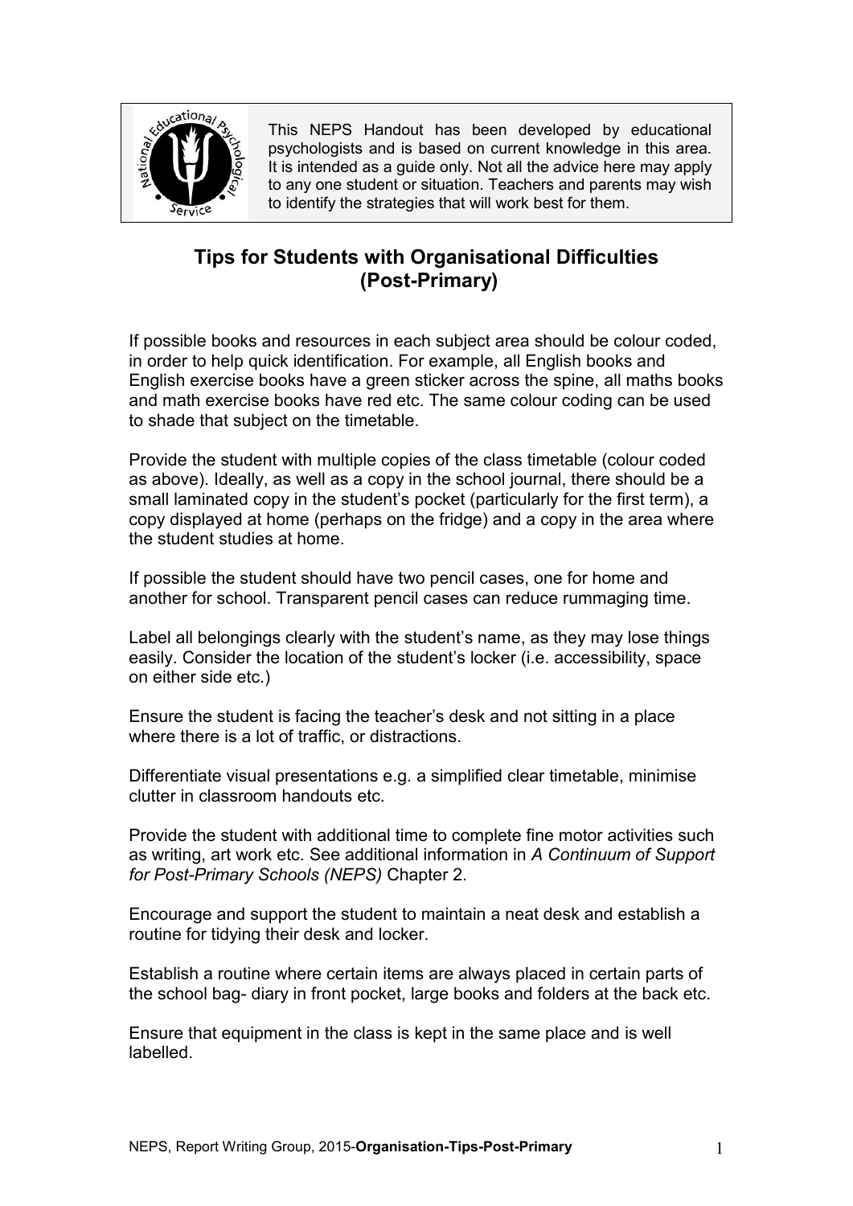This NEPS Handout has been developed by educational psychologists and is based on current knowledge in this area. It is intended as a guide only. Not all the advice here may apply to any one student or situation. Teachers and parents may wish to identify the strategies that will work best for them.

# Tips for Students with Organisational Difficulties (Post-Primary)

If possible books and resources in each subject area should be colour coded, in order to help quick identification. For example, all English books and English exercise books have a green sticker across the spine, all maths books and math exercise books have red etc. The same colour coding can be used to shade that subject on the timetable.

Provide the student with multiple copies of the class timetable (colour coded as above). Ideally, as well as a copy in the school journal, there should be a small laminated copy in the student's pocket (particularly for the first term), a copy displayed at home (perhaps on the fridge) and a copy in the area where the student studies at home.

If possible the student should have two pencil cases, one for home and another for school. Transparent pencil cases can reduce rummaging time.

Label all belongings clearly with the student's name, as they may lose things easily. Consider the location of the student's locker (i.e. accessibility, space on either side etc.)

Ensure the student is facing the teacher's desk and not sitting in a place where there is a lot of traffic, or distractions.

Differentiate visual presentations e.g. a simplified clear timetable, minimise clutter in classroom handouts etc.

Provide the student with additional time to complete fine motor activities such as writing, art work etc. See additional information in *A Continuum of Support for Post-Primary Schools (NEPS)* Chapter 2.

Encourage and support the student to maintain a neat desk and establish a routine for tidying their desk and locker.

Establish a routine where certain items are always placed in certain parts of the school bag- diary in front pocket, large books and folders at the back etc.

Ensure that equipment in the class is kept in the same place and is well labelled.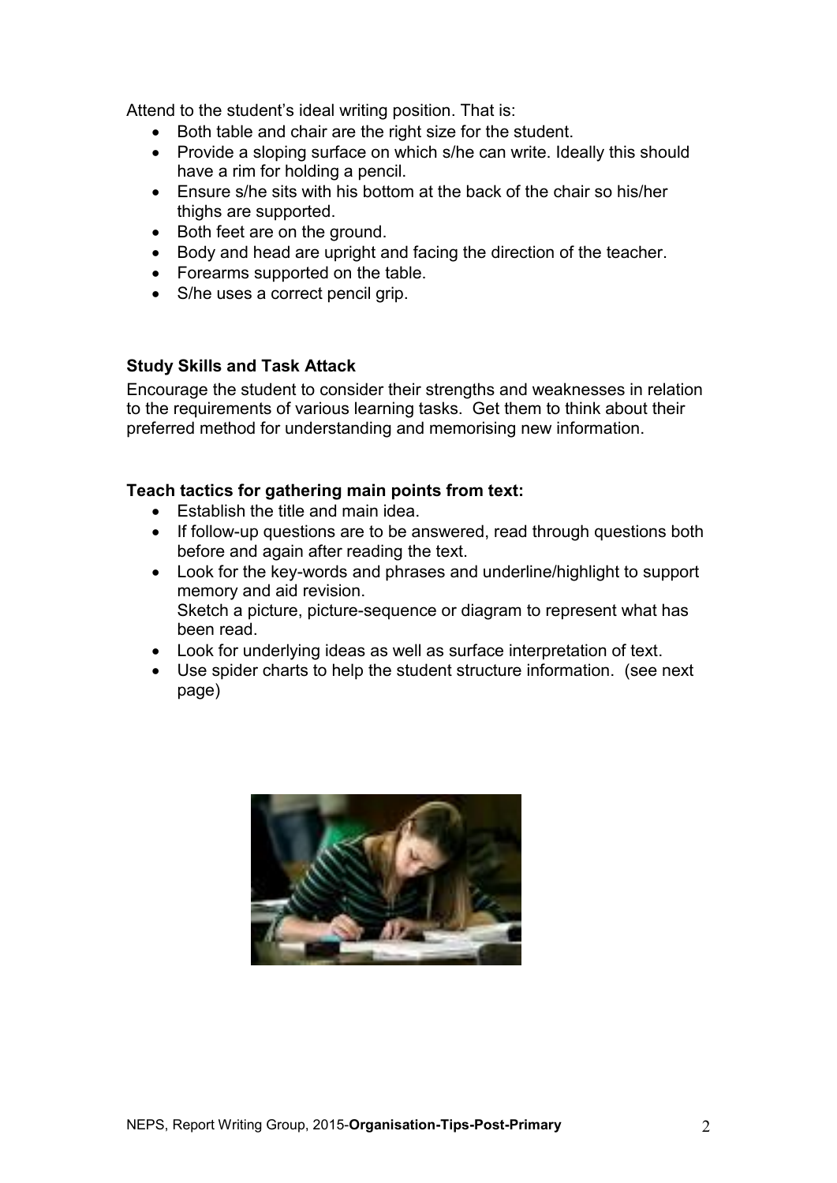Attend to the student's ideal writing position. That is:

- Both table and chair are the right size for the student.
- Provide a sloping surface on which s/he can write. Ideally this should have a rim for holding a pencil.
- Ensure s/he sits with his bottom at the back of the chair so his/her thighs are supported.
- Both feet are on the ground.
- Body and head are upright and facing the direction of the teacher.
- Forearms supported on the table.
- S/he uses a correct pencil grip.

**Study Skills and Task Attack**

Encourage the student to consider their strengths and weaknesses in relation to the requirements of various learning tasks. Get them to think about their preferred method for understanding and memorising new information.

**Teach tactics for gathering main points from text:**

- Establish the title and main idea.
- If follow-up questions are to be answered, read through questions both before and again after reading the text.
- Look for the key-words and phrases and underline/highlight to support memory and aid revision.
  Sketch a picture, picture-sequence or diagram to represent what has been read.
- Look for underlying ideas as well as surface interpretation of text.
- Use spider charts to help the student structure information. (see next page)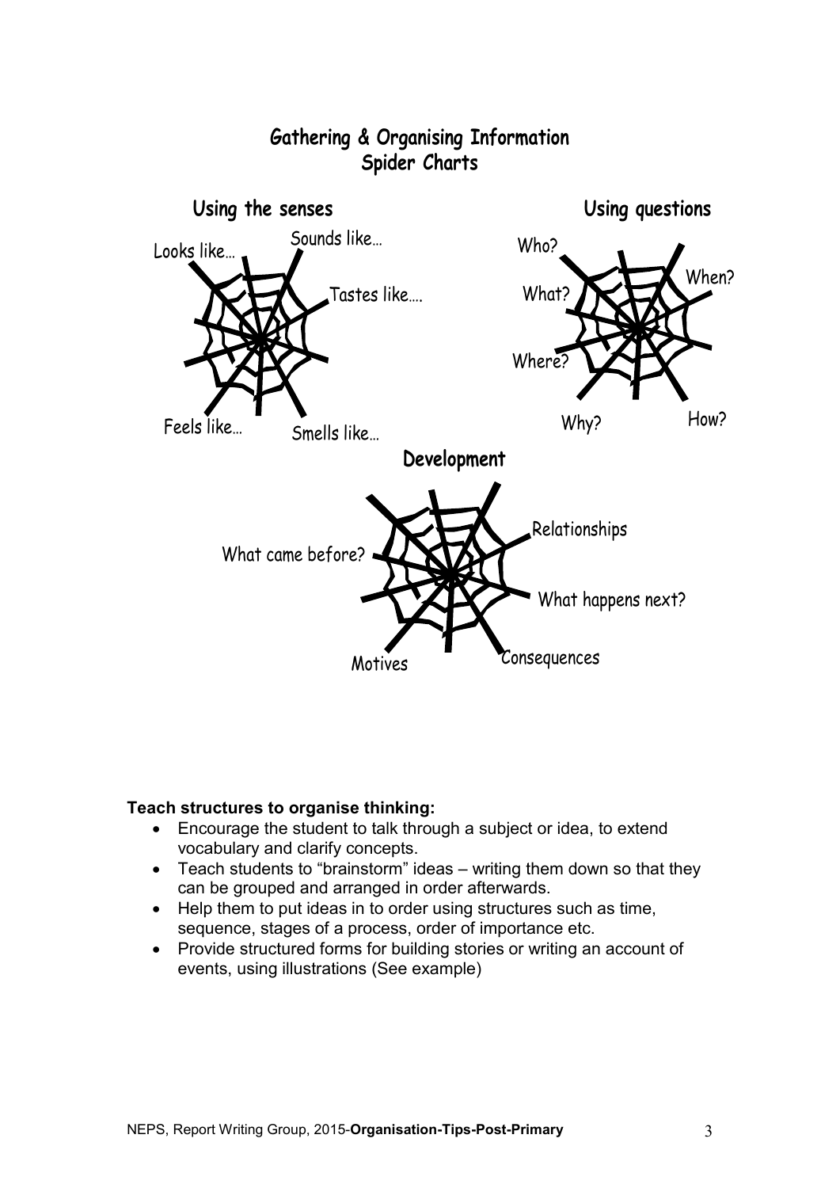# Gathering & Organising Information
## Spider Charts

### Using the senses

Looks like…

Sounds like…

Tastes like….

Feels like…

Smells like…

### Using questions

Who?

What?

When?

Where?

Why?

How?

### Development

What came before?

Relationships

What happens next?

Motives

Consequences

**Teach structures to organise thinking:**

- Encourage the student to talk through a subject or idea, to extend vocabulary and clarify concepts.
- Teach students to "brainstorm" ideas – writing them down so that they can be grouped and arranged in order afterwards.
- Help them to put ideas in to order using structures such as time, sequence, stages of a process, order of importance etc.
- Provide structured forms for building stories or writing an account of events, using illustrations (See example)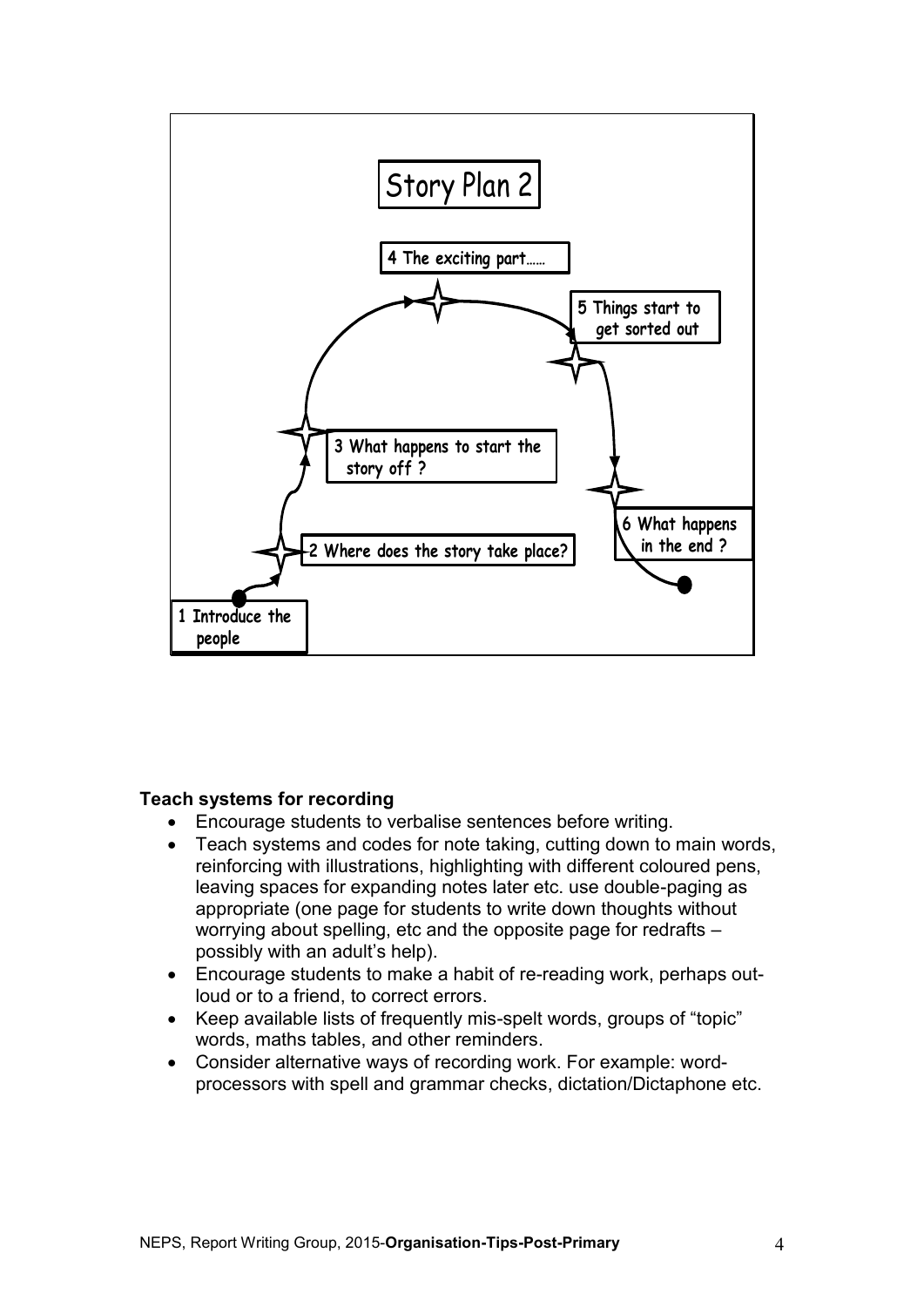Story Plan 2

1 Introduce the people

2 Where does the story take place?

3 What happens to start the story off ?

4 The exciting part……

5 Things start to get sorted out

6 What happens in the end ?

**Teach systems for recording**

- Encourage students to verbalise sentences before writing.
- Teach systems and codes for note taking, cutting down to main words, reinforcing with illustrations, highlighting with different coloured pens, leaving spaces for expanding notes later etc. use double-paging as appropriate (one page for students to write down thoughts without worrying about spelling, etc and the opposite page for redrafts – possibly with an adult's help).
- Encourage students to make a habit of re-reading work, perhaps out-loud or to a friend, to correct errors.
- Keep available lists of frequently mis-spelt words, groups of "topic" words, maths tables, and other reminders.
- Consider alternative ways of recording work. For example: word-processors with spell and grammar checks, dictation/Dictaphone etc.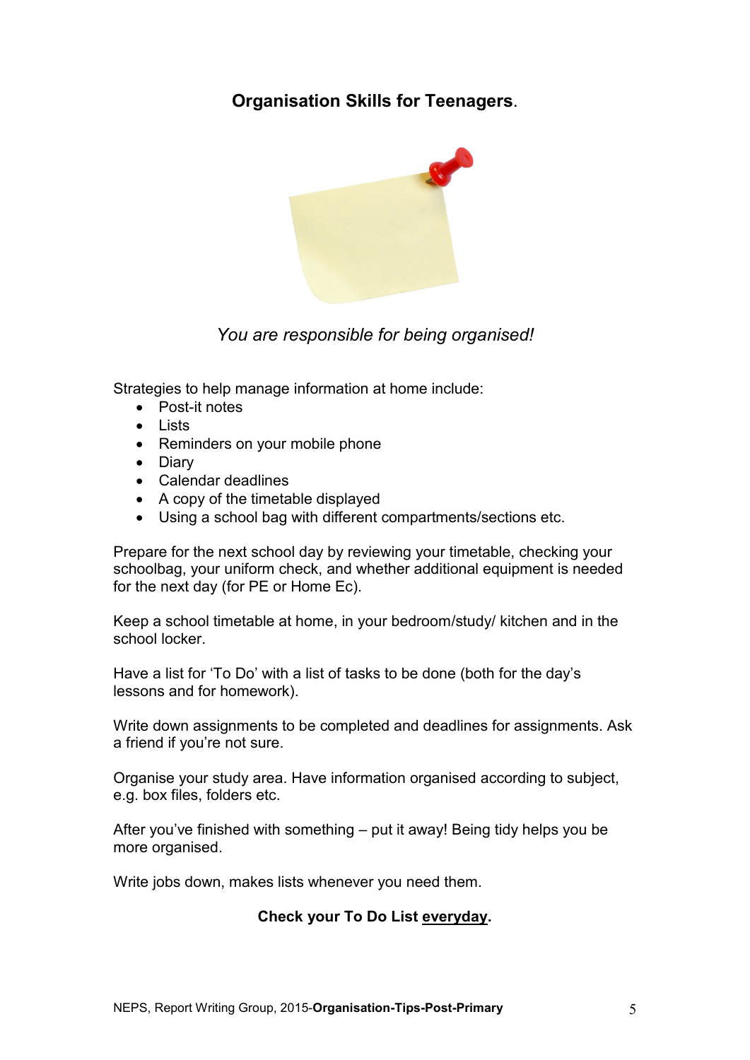## **Organisation Skills for Teenagers**.

*You are responsible for being organised!*

Strategies to help manage information at home include:

- Post-it notes
- Lists
- Reminders on your mobile phone
- Diary
- Calendar deadlines
- A copy of the timetable displayed
- Using a school bag with different compartments/sections etc.

Prepare for the next school day by reviewing your timetable, checking your schoolbag, your uniform check, and whether additional equipment is needed for the next day (for PE or Home Ec).

Keep a school timetable at home, in your bedroom/study/ kitchen and in the school locker.

Have a list for 'To Do' with a list of tasks to be done (both for the day's lessons and for homework).

Write down assignments to be completed and deadlines for assignments. Ask a friend if you're not sure.

Organise your study area. Have information organised according to subject, e.g. box files, folders etc.

After you've finished with something – put it away! Being tidy helps you be more organised.

Write jobs down, makes lists whenever you need them.

**Check your To Do List <u>everyday</u>.**